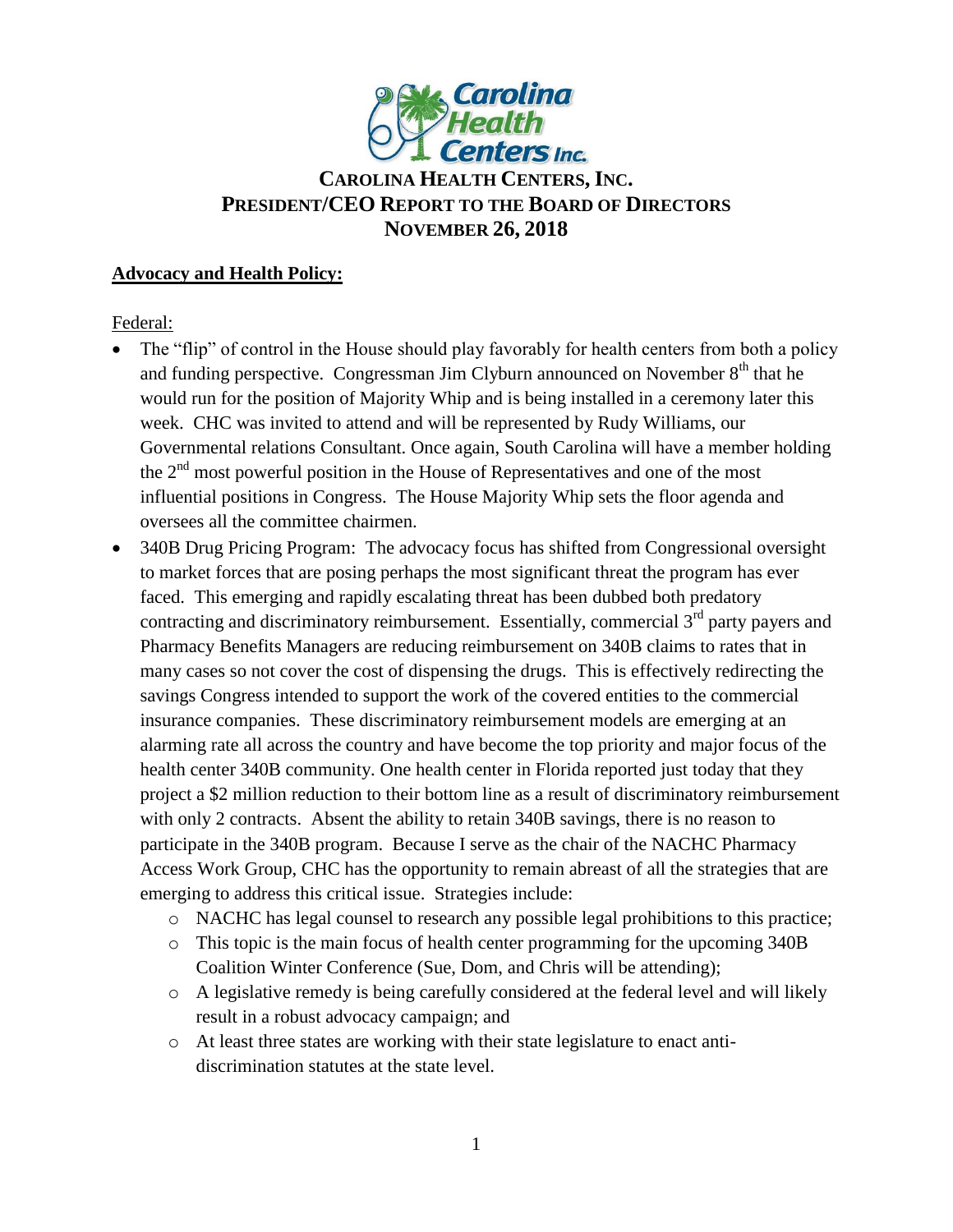# CAROLINA HEALTH CENTERS, INC.
## PRESIDENT/CEO REPORT TO THE BOARD OF DIRECTORS
## NOVEMBER 26, 2018

**Advocacy and Health Policy:**

Federal:

- The "flip" of control in the House should play favorably for health centers from both a policy and funding perspective. Congressman Jim Clyburn announced on November 8th that he would run for the position of Majority Whip and is being installed in a ceremony later this week. CHC was invited to attend and will be represented by Rudy Williams, our Governmental relations Consultant. Once again, South Carolina will have a member holding the 2nd most powerful position in the House of Representatives and one of the most influential positions in Congress. The House Majority Whip sets the floor agenda and oversees all the committee chairmen.
- 340B Drug Pricing Program: The advocacy focus has shifted from Congressional oversight to market forces that are posing perhaps the most significant threat the program has ever faced. This emerging and rapidly escalating threat has been dubbed both predatory contracting and discriminatory reimbursement. Essentially, commercial 3rd party payers and Pharmacy Benefits Managers are reducing reimbursement on 340B claims to rates that in many cases so not cover the cost of dispensing the drugs. This is effectively redirecting the savings Congress intended to support the work of the covered entities to the commercial insurance companies. These discriminatory reimbursement models are emerging at an alarming rate all across the country and have become the top priority and major focus of the health center 340B community. One health center in Florida reported just today that they project a $2 million reduction to their bottom line as a result of discriminatory reimbursement with only 2 contracts. Absent the ability to retain 340B savings, there is no reason to participate in the 340B program. Because I serve as the chair of the NACHC Pharmacy Access Work Group, CHC has the opportunity to remain abreast of all the strategies that are emerging to address this critical issue. Strategies include:
  - NACHC has legal counsel to research any possible legal prohibitions to this practice;
  - This topic is the main focus of health center programming for the upcoming 340B Coalition Winter Conference (Sue, Dom, and Chris will be attending);
  - A legislative remedy is being carefully considered at the federal level and will likely result in a robust advocacy campaign; and
  - At least three states are working with their state legislature to enact anti-discrimination statutes at the state level.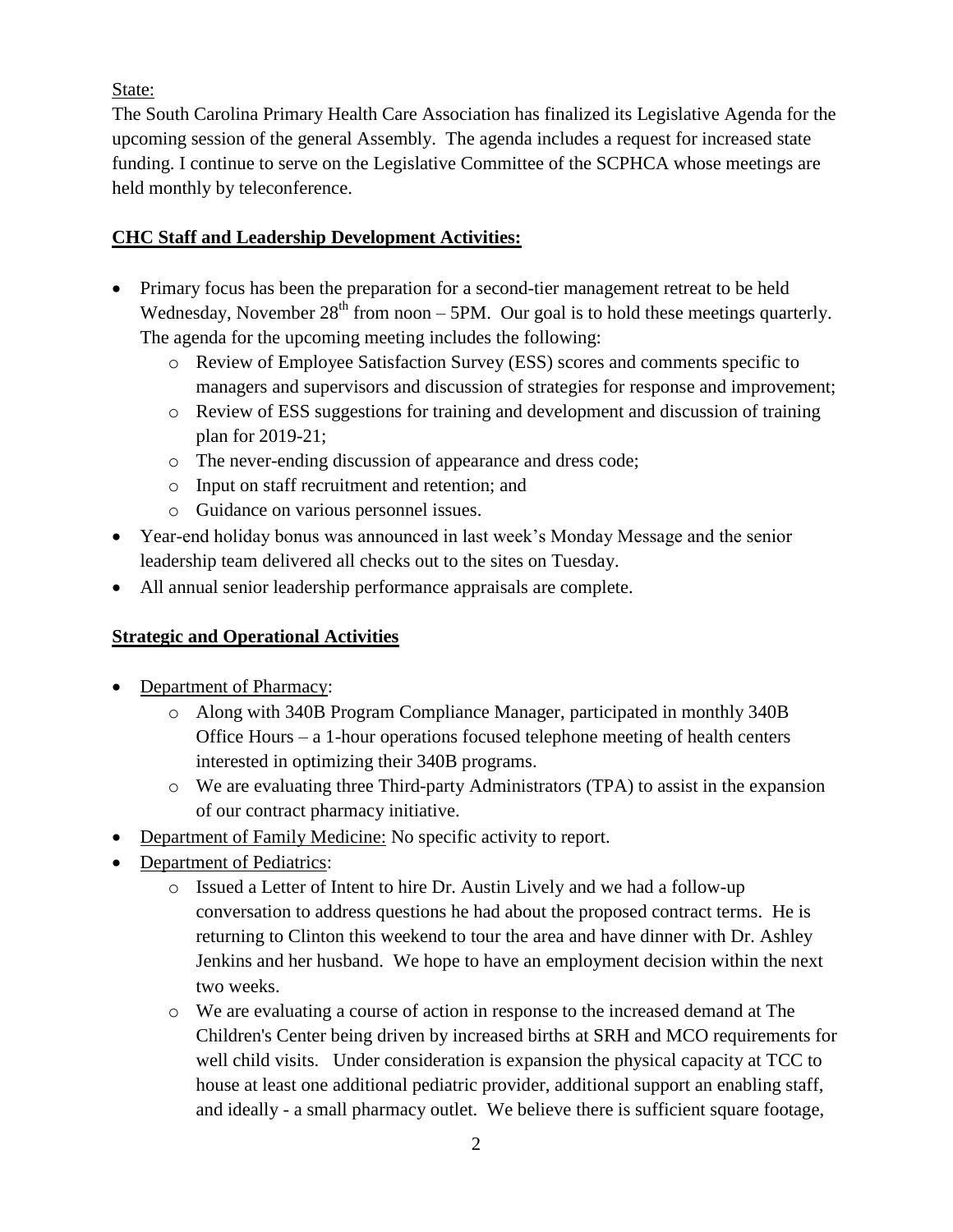State:

The South Carolina Primary Health Care Association has finalized its Legislative Agenda for the upcoming session of the general Assembly. The agenda includes a request for increased state funding. I continue to serve on the Legislative Committee of the SCPHCA whose meetings are held monthly by teleconference.

**CHC Staff and Leadership Development Activities:**

- Primary focus has been the preparation for a second-tier management retreat to be held Wednesday, November 28th from noon – 5PM. Our goal is to hold these meetings quarterly. The agenda for the upcoming meeting includes the following:
  - Review of Employee Satisfaction Survey (ESS) scores and comments specific to managers and supervisors and discussion of strategies for response and improvement;
  - Review of ESS suggestions for training and development and discussion of training plan for 2019-21;
  - The never-ending discussion of appearance and dress code;
  - Input on staff recruitment and retention; and
  - Guidance on various personnel issues.
- Year-end holiday bonus was announced in last week's Monday Message and the senior leadership team delivered all checks out to the sites on Tuesday.
- All annual senior leadership performance appraisals are complete.

**Strategic and Operational Activities**

- Department of Pharmacy:
  - Along with 340B Program Compliance Manager, participated in monthly 340B Office Hours – a 1-hour operations focused telephone meeting of health centers interested in optimizing their 340B programs.
  - We are evaluating three Third-party Administrators (TPA) to assist in the expansion of our contract pharmacy initiative.
- Department of Family Medicine: No specific activity to report.
- Department of Pediatrics:
  - Issued a Letter of Intent to hire Dr. Austin Lively and we had a follow-up conversation to address questions he had about the proposed contract terms. He is returning to Clinton this weekend to tour the area and have dinner with Dr. Ashley Jenkins and her husband. We hope to have an employment decision within the next two weeks.
  - We are evaluating a course of action in response to the increased demand at The Children's Center being driven by increased births at SRH and MCO requirements for well child visits. Under consideration is expansion the physical capacity at TCC to house at least one additional pediatric provider, additional support an enabling staff, and ideally - a small pharmacy outlet. We believe there is sufficient square footage,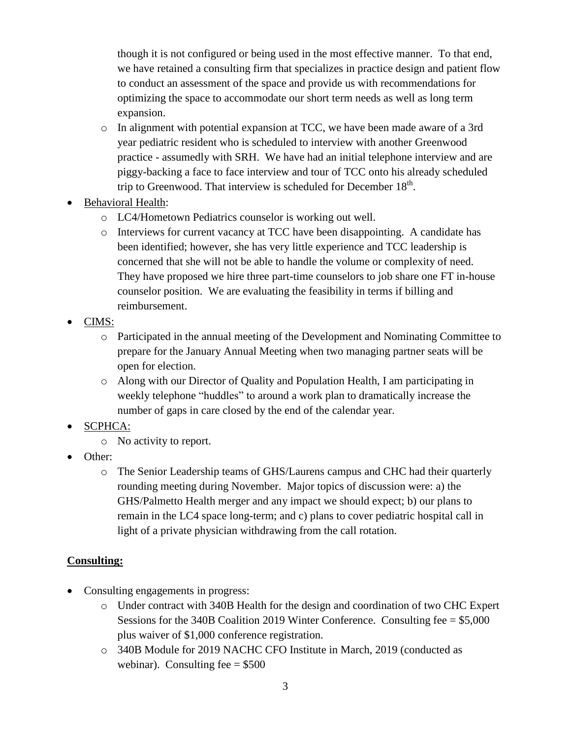though it is not configured or being used in the most effective manner. To that end, we have retained a consulting firm that specializes in practice design and patient flow to conduct an assessment of the space and provide us with recommendations for optimizing the space to accommodate our short term needs as well as long term expansion.
  - In alignment with potential expansion at TCC, we have been made aware of a 3rd year pediatric resident who is scheduled to interview with another Greenwood practice - assumedly with SRH. We have had an initial telephone interview and are piggy-backing a face to face interview and tour of TCC onto his already scheduled trip to Greenwood. That interview is scheduled for December 18th.

- Behavioral Health:
  - LC4/Hometown Pediatrics counselor is working out well.
  - Interviews for current vacancy at TCC have been disappointing. A candidate has been identified; however, she has very little experience and TCC leadership is concerned that she will not be able to handle the volume or complexity of need. They have proposed we hire three part-time counselors to job share one FT in-house counselor position. We are evaluating the feasibility in terms if billing and reimbursement.
- CIMS:
  - Participated in the annual meeting of the Development and Nominating Committee to prepare for the January Annual Meeting when two managing partner seats will be open for election.
  - Along with our Director of Quality and Population Health, I am participating in weekly telephone "huddles" to around a work plan to dramatically increase the number of gaps in care closed by the end of the calendar year.
- SCPHCA:
  - No activity to report.
- Other:
  - The Senior Leadership teams of GHS/Laurens campus and CHC had their quarterly rounding meeting during November. Major topics of discussion were: a) the GHS/Palmetto Health merger and any impact we should expect; b) our plans to remain in the LC4 space long-term; and c) plans to cover pediatric hospital call in light of a private physician withdrawing from the call rotation.

**Consulting:**

- Consulting engagements in progress:
  - Under contract with 340B Health for the design and coordination of two CHC Expert Sessions for the 340B Coalition 2019 Winter Conference. Consulting fee = $5,000 plus waiver of $1,000 conference registration.
  - 340B Module for 2019 NACHC CFO Institute in March, 2019 (conducted as webinar). Consulting fee = $500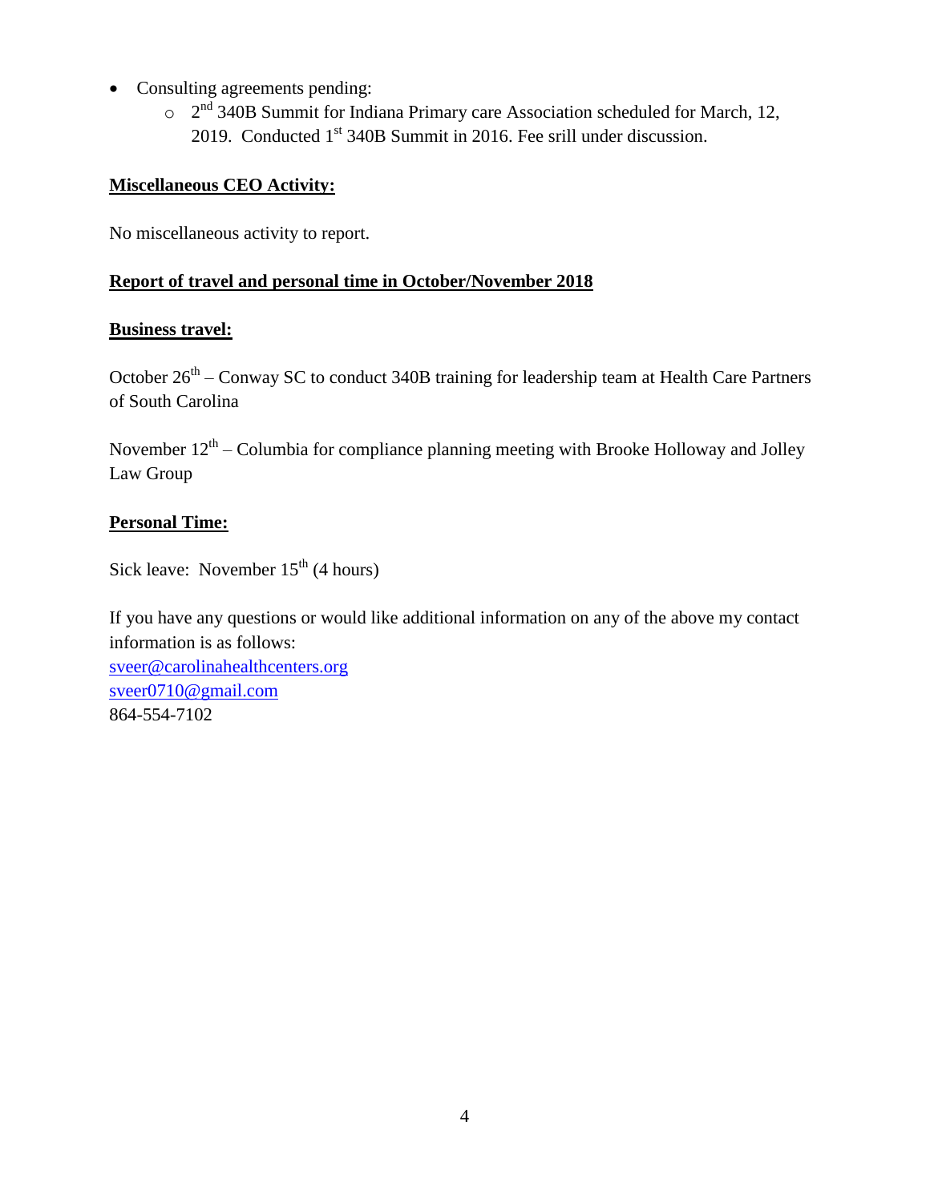- Consulting agreements pending:
  - 2nd 340B Summit for Indiana Primary care Association scheduled for March, 12, 2019. Conducted 1st 340B Summit in 2016. Fee srill under discussion.

**Miscellaneous CEO Activity:**

No miscellaneous activity to report.

**Report of travel and personal time in October/November 2018**

**Business travel:**

October 26th – Conway SC to conduct 340B training for leadership team at Health Care Partners of South Carolina

November 12th – Columbia for compliance planning meeting with Brooke Holloway and Jolley Law Group

**Personal Time:**

Sick leave: November 15th (4 hours)

If you have any questions or would like additional information on any of the above my contact information is as follows:
sveer@carolinahealthcenters.org
sveer0710@gmail.com
864-554-7102